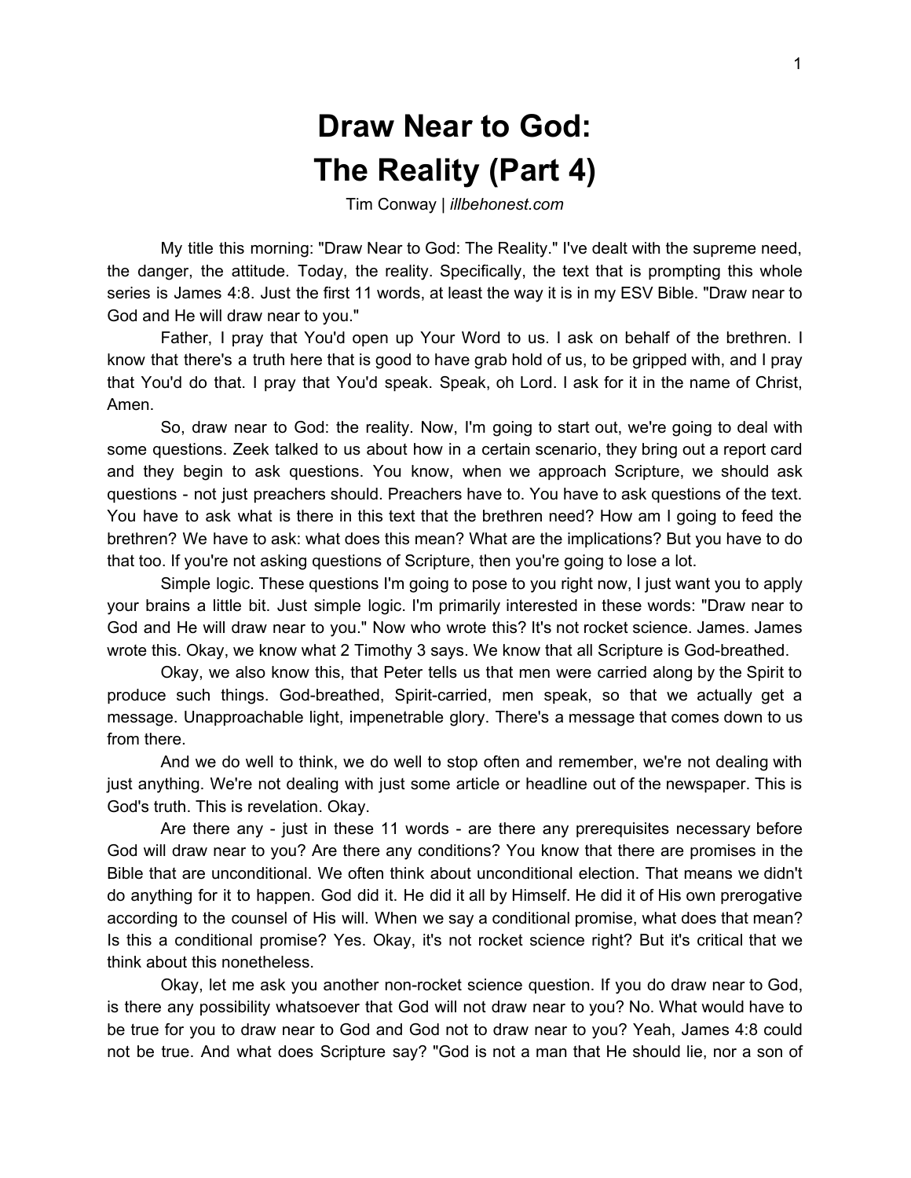# Draw Near to God:
# The Reality (Part 4)

Tim Conway | *illbehonest.com*

My title this morning: "Draw Near to God: The Reality." I've dealt with the supreme need, the danger, the attitude. Today, the reality. Specifically, the text that is prompting this whole series is James 4:8. Just the first 11 words, at least the way it is in my ESV Bible. "Draw near to God and He will draw near to you."

Father, I pray that You'd open up Your Word to us. I ask on behalf of the brethren. I know that there's a truth here that is good to have grab hold of us, to be gripped with, and I pray that You'd do that. I pray that You'd speak. Speak, oh Lord. I ask for it in the name of Christ, Amen.

So, draw near to God: the reality. Now, I'm going to start out, we're going to deal with some questions. Zeek talked to us about how in a certain scenario, they bring out a report card and they begin to ask questions. You know, when we approach Scripture, we should ask questions - not just preachers should. Preachers have to. You have to ask questions of the text. You have to ask what is there in this text that the brethren need? How am I going to feed the brethren? We have to ask: what does this mean? What are the implications? But you have to do that too. If you're not asking questions of Scripture, then you're going to lose a lot.

Simple logic. These questions I'm going to pose to you right now, I just want you to apply your brains a little bit. Just simple logic. I'm primarily interested in these words: "Draw near to God and He will draw near to you." Now who wrote this? It's not rocket science. James. James wrote this. Okay, we know what 2 Timothy 3 says. We know that all Scripture is God-breathed.

Okay, we also know this, that Peter tells us that men were carried along by the Spirit to produce such things. God-breathed, Spirit-carried, men speak, so that we actually get a message. Unapproachable light, impenetrable glory. There's a message that comes down to us from there.

And we do well to think, we do well to stop often and remember, we're not dealing with just anything. We're not dealing with just some article or headline out of the newspaper. This is God's truth. This is revelation. Okay.

Are there any - just in these 11 words - are there any prerequisites necessary before God will draw near to you? Are there any conditions? You know that there are promises in the Bible that are unconditional. We often think about unconditional election. That means we didn't do anything for it to happen. God did it. He did it all by Himself. He did it of His own prerogative according to the counsel of His will. When we say a conditional promise, what does that mean? Is this a conditional promise? Yes. Okay, it's not rocket science right? But it's critical that we think about this nonetheless.

Okay, let me ask you another non-rocket science question. If you do draw near to God, is there any possibility whatsoever that God will not draw near to you? No. What would have to be true for you to draw near to God and God not to draw near to you? Yeah, James 4:8 could not be true. And what does Scripture say? "God is not a man that He should lie, nor a son of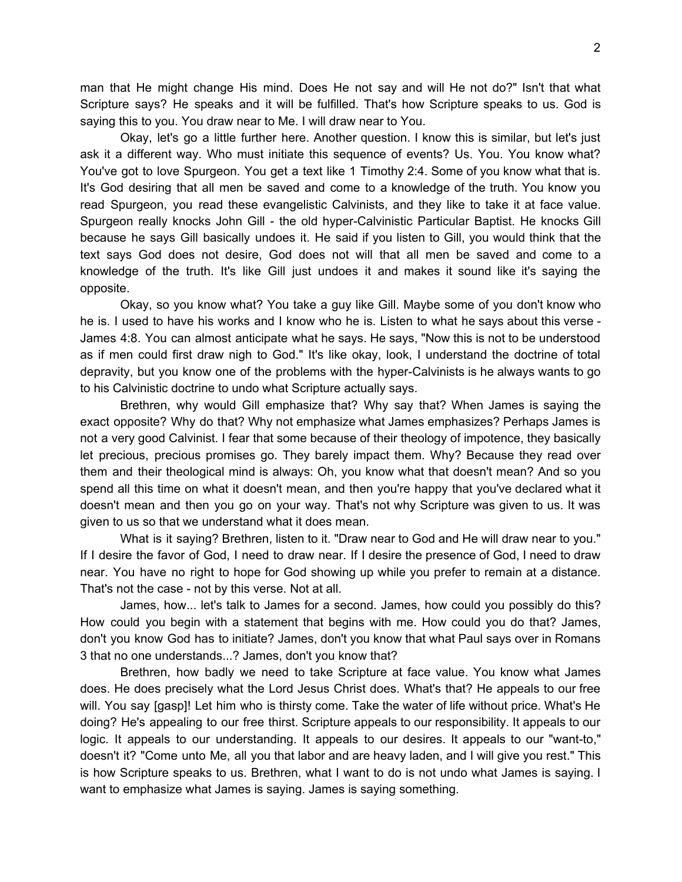man that He might change His mind. Does He not say and will He not do?" Isn't that what Scripture says? He speaks and it will be fulfilled. That's how Scripture speaks to us. God is saying this to you. You draw near to Me. I will draw near to You.

Okay, let's go a little further here. Another question. I know this is similar, but let's just ask it a different way. Who must initiate this sequence of events? Us. You. You know what? You've got to love Spurgeon. You get a text like 1 Timothy 2:4. Some of you know what that is. It's God desiring that all men be saved and come to a knowledge of the truth. You know you read Spurgeon, you read these evangelistic Calvinists, and they like to take it at face value. Spurgeon really knocks John Gill - the old hyper-Calvinistic Particular Baptist. He knocks Gill because he says Gill basically undoes it. He said if you listen to Gill, you would think that the text says God does not desire, God does not will that all men be saved and come to a knowledge of the truth. It's like Gill just undoes it and makes it sound like it's saying the opposite.

Okay, so you know what? You take a guy like Gill. Maybe some of you don't know who he is. I used to have his works and I know who he is. Listen to what he says about this verse - James 4:8. You can almost anticipate what he says. He says, "Now this is not to be understood as if men could first draw nigh to God." It's like okay, look, I understand the doctrine of total depravity, but you know one of the problems with the hyper-Calvinists is he always wants to go to his Calvinistic doctrine to undo what Scripture actually says.

Brethren, why would Gill emphasize that? Why say that? When James is saying the exact opposite? Why do that? Why not emphasize what James emphasizes? Perhaps James is not a very good Calvinist. I fear that some because of their theology of impotence, they basically let precious, precious promises go. They barely impact them. Why? Because they read over them and their theological mind is always: Oh, you know what that doesn't mean? And so you spend all this time on what it doesn't mean, and then you're happy that you've declared what it doesn't mean and then you go on your way. That's not why Scripture was given to us. It was given to us so that we understand what it does mean.

What is it saying? Brethren, listen to it. "Draw near to God and He will draw near to you." If I desire the favor of God, I need to draw near. If I desire the presence of God, I need to draw near. You have no right to hope for God showing up while you prefer to remain at a distance. That's not the case - not by this verse. Not at all.

James, how... let's talk to James for a second. James, how could you possibly do this? How could you begin with a statement that begins with me. How could you do that? James, don't you know God has to initiate? James, don't you know that what Paul says over in Romans 3 that no one understands...? James, don't you know that?

Brethren, how badly we need to take Scripture at face value. You know what James does. He does precisely what the Lord Jesus Christ does. What's that? He appeals to our free will. You say [gasp]! Let him who is thirsty come. Take the water of life without price. What's He doing? He's appealing to our free thirst. Scripture appeals to our responsibility. It appeals to our logic. It appeals to our understanding. It appeals to our desires. It appeals to our "want-to," doesn't it? "Come unto Me, all you that labor and are heavy laden, and I will give you rest." This is how Scripture speaks to us. Brethren, what I want to do is not undo what James is saying. I want to emphasize what James is saying. James is saying something.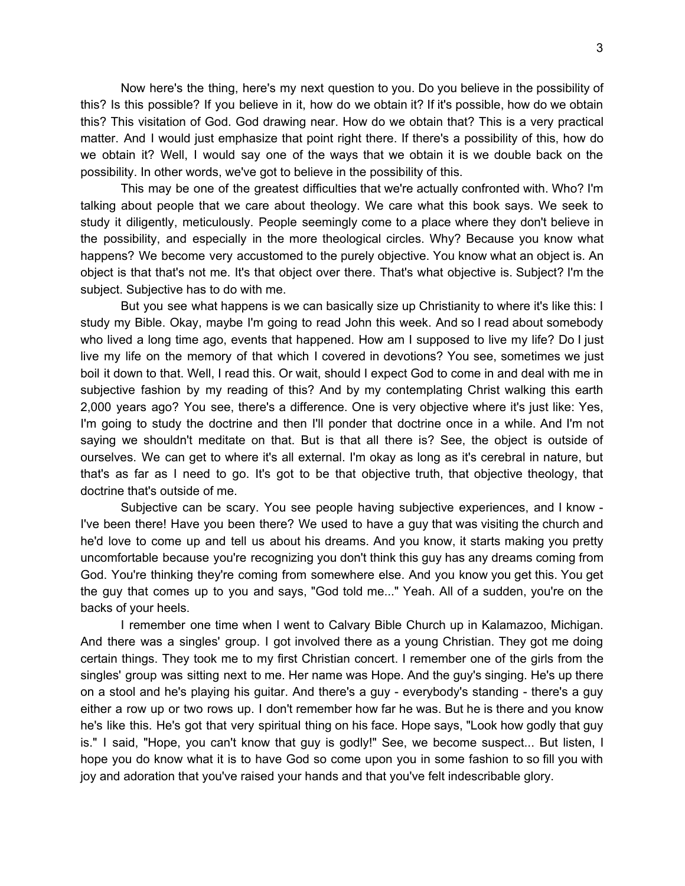Now here's the thing, here's my next question to you. Do you believe in the possibility of this? Is this possible? If you believe in it, how do we obtain it? If it's possible, how do we obtain this? This visitation of God. God drawing near. How do we obtain that? This is a very practical matter. And I would just emphasize that point right there. If there's a possibility of this, how do we obtain it? Well, I would say one of the ways that we obtain it is we double back on the possibility. In other words, we've got to believe in the possibility of this.

This may be one of the greatest difficulties that we're actually confronted with. Who? I'm talking about people that we care about theology. We care what this book says. We seek to study it diligently, meticulously. People seemingly come to a place where they don't believe in the possibility, and especially in the more theological circles. Why? Because you know what happens? We become very accustomed to the purely objective. You know what an object is. An object is that that's not me. It's that object over there. That's what objective is. Subject? I'm the subject. Subjective has to do with me.

But you see what happens is we can basically size up Christianity to where it's like this: I study my Bible. Okay, maybe I'm going to read John this week. And so I read about somebody who lived a long time ago, events that happened. How am I supposed to live my life? Do I just live my life on the memory of that which I covered in devotions? You see, sometimes we just boil it down to that. Well, I read this. Or wait, should I expect God to come in and deal with me in subjective fashion by my reading of this? And by my contemplating Christ walking this earth 2,000 years ago? You see, there's a difference. One is very objective where it's just like: Yes, I'm going to study the doctrine and then I'll ponder that doctrine once in a while. And I'm not saying we shouldn't meditate on that. But is that all there is? See, the object is outside of ourselves. We can get to where it's all external. I'm okay as long as it's cerebral in nature, but that's as far as I need to go. It's got to be that objective truth, that objective theology, that doctrine that's outside of me.

Subjective can be scary. You see people having subjective experiences, and I know - I've been there! Have you been there? We used to have a guy that was visiting the church and he'd love to come up and tell us about his dreams. And you know, it starts making you pretty uncomfortable because you're recognizing you don't think this guy has any dreams coming from God. You're thinking they're coming from somewhere else. And you know you get this. You get the guy that comes up to you and says, "God told me..." Yeah. All of a sudden, you're on the backs of your heels.

I remember one time when I went to Calvary Bible Church up in Kalamazoo, Michigan. And there was a singles' group. I got involved there as a young Christian. They got me doing certain things. They took me to my first Christian concert. I remember one of the girls from the singles' group was sitting next to me. Her name was Hope. And the guy's singing. He's up there on a stool and he's playing his guitar. And there's a guy - everybody's standing - there's a guy either a row up or two rows up. I don't remember how far he was. But he is there and you know he's like this. He's got that very spiritual thing on his face. Hope says, "Look how godly that guy is." I said, "Hope, you can't know that guy is godly!" See, we become suspect... But listen, I hope you do know what it is to have God so come upon you in some fashion to so fill you with joy and adoration that you've raised your hands and that you've felt indescribable glory.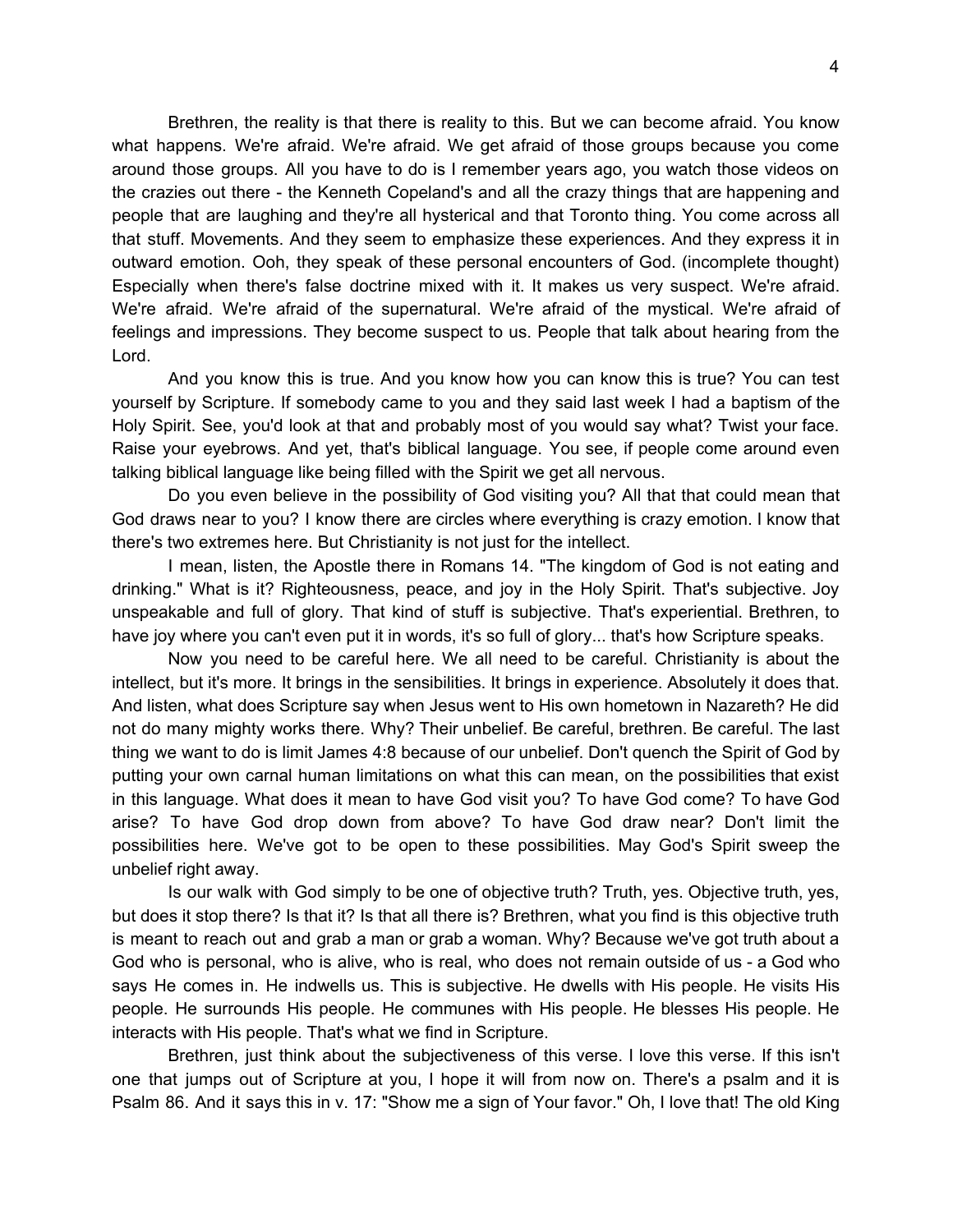Brethren, the reality is that there is reality to this. But we can become afraid. You know what happens. We're afraid. We're afraid. We get afraid of those groups because you come around those groups. All you have to do is I remember years ago, you watch those videos on the crazies out there - the Kenneth Copeland's and all the crazy things that are happening and people that are laughing and they're all hysterical and that Toronto thing. You come across all that stuff. Movements. And they seem to emphasize these experiences. And they express it in outward emotion. Ooh, they speak of these personal encounters of God. (incomplete thought) Especially when there's false doctrine mixed with it. It makes us very suspect. We're afraid. We're afraid. We're afraid of the supernatural. We're afraid of the mystical. We're afraid of feelings and impressions. They become suspect to us. People that talk about hearing from the Lord.

And you know this is true. And you know how you can know this is true? You can test yourself by Scripture. If somebody came to you and they said last week I had a baptism of the Holy Spirit. See, you'd look at that and probably most of you would say what? Twist your face. Raise your eyebrows. And yet, that's biblical language. You see, if people come around even talking biblical language like being filled with the Spirit we get all nervous.

Do you even believe in the possibility of God visiting you? All that that could mean that God draws near to you? I know there are circles where everything is crazy emotion. I know that there's two extremes here. But Christianity is not just for the intellect.

I mean, listen, the Apostle there in Romans 14. "The kingdom of God is not eating and drinking." What is it? Righteousness, peace, and joy in the Holy Spirit. That's subjective. Joy unspeakable and full of glory. That kind of stuff is subjective. That's experiential. Brethren, to have joy where you can't even put it in words, it's so full of glory... that's how Scripture speaks.

Now you need to be careful here. We all need to be careful. Christianity is about the intellect, but it's more. It brings in the sensibilities. It brings in experience. Absolutely it does that. And listen, what does Scripture say when Jesus went to His own hometown in Nazareth? He did not do many mighty works there. Why? Their unbelief. Be careful, brethren. Be careful. The last thing we want to do is limit James 4:8 because of our unbelief. Don't quench the Spirit of God by putting your own carnal human limitations on what this can mean, on the possibilities that exist in this language. What does it mean to have God visit you? To have God come? To have God arise? To have God drop down from above? To have God draw near? Don't limit the possibilities here. We've got to be open to these possibilities. May God's Spirit sweep the unbelief right away.

Is our walk with God simply to be one of objective truth? Truth, yes. Objective truth, yes, but does it stop there? Is that it? Is that all there is? Brethren, what you find is this objective truth is meant to reach out and grab a man or grab a woman. Why? Because we've got truth about a God who is personal, who is alive, who is real, who does not remain outside of us - a God who says He comes in. He indwells us. This is subjective. He dwells with His people. He visits His people. He surrounds His people. He communes with His people. He blesses His people. He interacts with His people. That's what we find in Scripture.

Brethren, just think about the subjectiveness of this verse. I love this verse. If this isn't one that jumps out of Scripture at you, I hope it will from now on. There's a psalm and it is Psalm 86. And it says this in v. 17: "Show me a sign of Your favor." Oh, I love that! The old King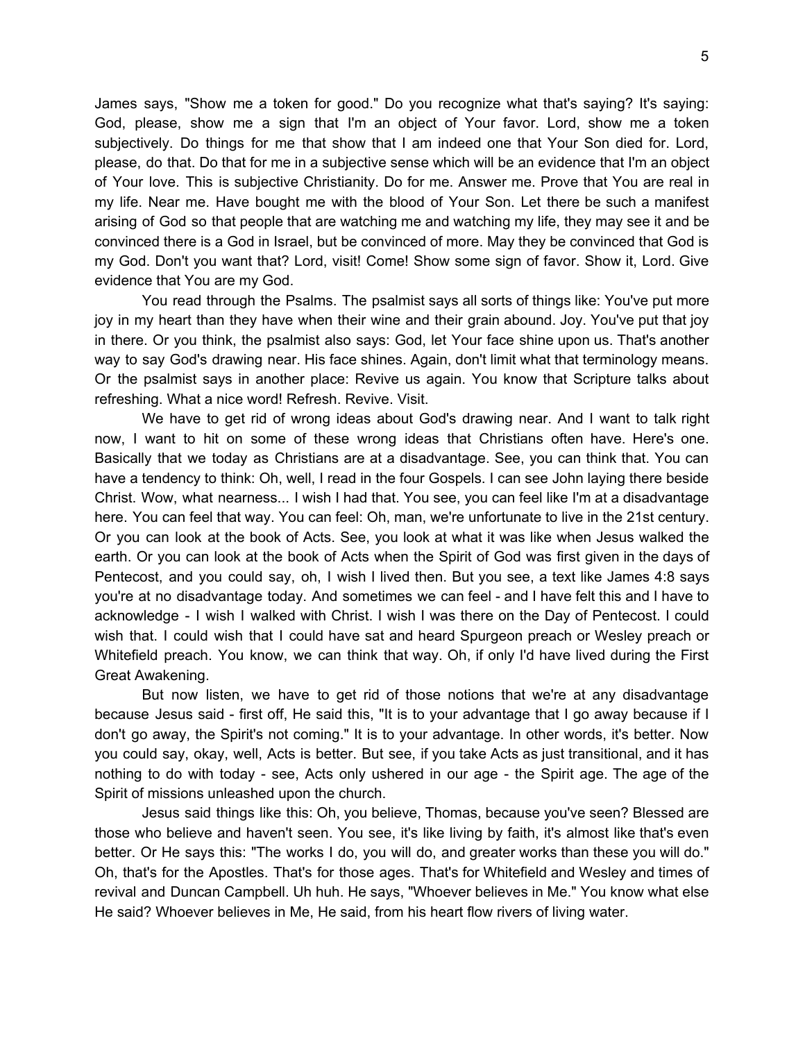James says, "Show me a token for good." Do you recognize what that's saying? It's saying: God, please, show me a sign that I'm an object of Your favor. Lord, show me a token subjectively. Do things for me that show that I am indeed one that Your Son died for. Lord, please, do that. Do that for me in a subjective sense which will be an evidence that I'm an object of Your love. This is subjective Christianity. Do for me. Answer me. Prove that You are real in my life. Near me. Have bought me with the blood of Your Son. Let there be such a manifest arising of God so that people that are watching me and watching my life, they may see it and be convinced there is a God in Israel, but be convinced of more. May they be convinced that God is my God. Don't you want that? Lord, visit! Come! Show some sign of favor. Show it, Lord. Give evidence that You are my God.

You read through the Psalms. The psalmist says all sorts of things like: You've put more joy in my heart than they have when their wine and their grain abound. Joy. You've put that joy in there. Or you think, the psalmist also says: God, let Your face shine upon us. That's another way to say God's drawing near. His face shines. Again, don't limit what that terminology means. Or the psalmist says in another place: Revive us again. You know that Scripture talks about refreshing. What a nice word! Refresh. Revive. Visit.

We have to get rid of wrong ideas about God's drawing near. And I want to talk right now, I want to hit on some of these wrong ideas that Christians often have. Here's one. Basically that we today as Christians are at a disadvantage. See, you can think that. You can have a tendency to think: Oh, well, I read in the four Gospels. I can see John laying there beside Christ. Wow, what nearness... I wish I had that. You see, you can feel like I'm at a disadvantage here. You can feel that way. You can feel: Oh, man, we're unfortunate to live in the 21st century. Or you can look at the book of Acts. See, you look at what it was like when Jesus walked the earth. Or you can look at the book of Acts when the Spirit of God was first given in the days of Pentecost, and you could say, oh, I wish I lived then. But you see, a text like James 4:8 says you're at no disadvantage today. And sometimes we can feel - and I have felt this and I have to acknowledge - I wish I walked with Christ. I wish I was there on the Day of Pentecost. I could wish that. I could wish that I could have sat and heard Spurgeon preach or Wesley preach or Whitefield preach. You know, we can think that way. Oh, if only I'd have lived during the First Great Awakening.

But now listen, we have to get rid of those notions that we're at any disadvantage because Jesus said - first off, He said this, "It is to your advantage that I go away because if I don't go away, the Spirit's not coming." It is to your advantage. In other words, it's better. Now you could say, okay, well, Acts is better. But see, if you take Acts as just transitional, and it has nothing to do with today - see, Acts only ushered in our age - the Spirit age. The age of the Spirit of missions unleashed upon the church.

Jesus said things like this: Oh, you believe, Thomas, because you've seen? Blessed are those who believe and haven't seen. You see, it's like living by faith, it's almost like that's even better. Or He says this: "The works I do, you will do, and greater works than these you will do." Oh, that's for the Apostles. That's for those ages. That's for Whitefield and Wesley and times of revival and Duncan Campbell. Uh huh. He says, "Whoever believes in Me." You know what else He said? Whoever believes in Me, He said, from his heart flow rivers of living water.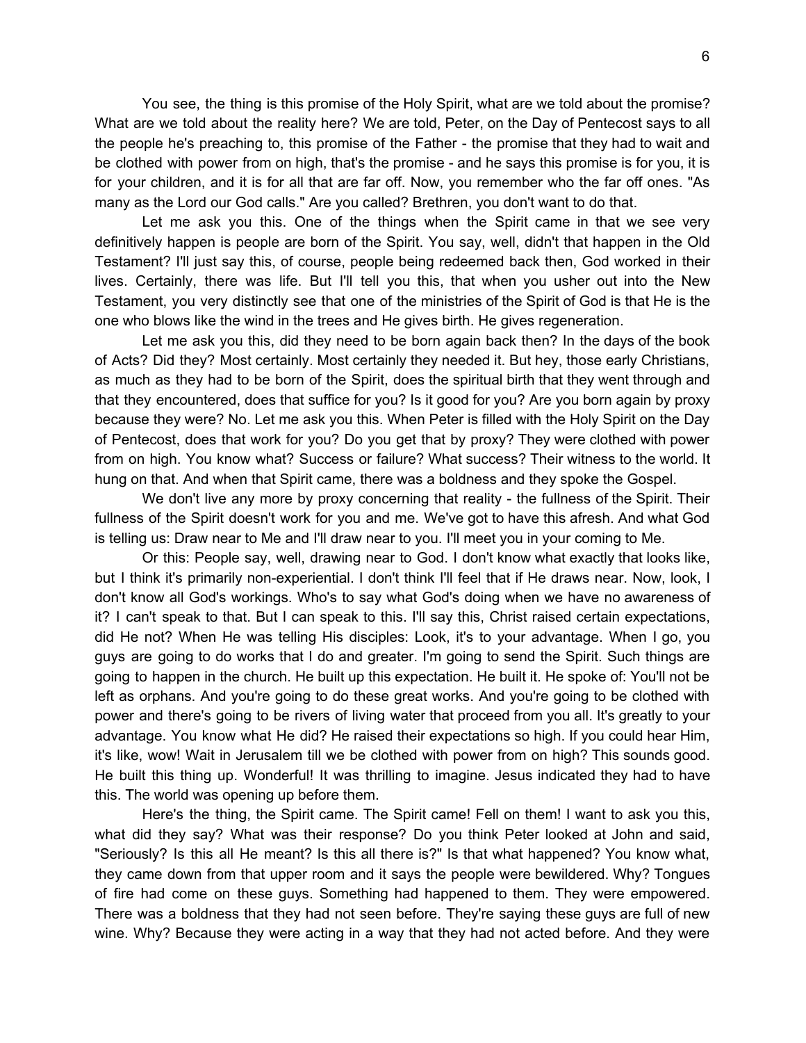You see, the thing is this promise of the Holy Spirit, what are we told about the promise? What are we told about the reality here? We are told, Peter, on the Day of Pentecost says to all the people he's preaching to, this promise of the Father - the promise that they had to wait and be clothed with power from on high, that's the promise - and he says this promise is for you, it is for your children, and it is for all that are far off. Now, you remember who the far off ones. "As many as the Lord our God calls." Are you called? Brethren, you don't want to do that.

Let me ask you this. One of the things when the Spirit came in that we see very definitively happen is people are born of the Spirit. You say, well, didn't that happen in the Old Testament? I'll just say this, of course, people being redeemed back then, God worked in their lives. Certainly, there was life. But I'll tell you this, that when you usher out into the New Testament, you very distinctly see that one of the ministries of the Spirit of God is that He is the one who blows like the wind in the trees and He gives birth. He gives regeneration.

Let me ask you this, did they need to be born again back then? In the days of the book of Acts? Did they? Most certainly. Most certainly they needed it. But hey, those early Christians, as much as they had to be born of the Spirit, does the spiritual birth that they went through and that they encountered, does that suffice for you? Is it good for you? Are you born again by proxy because they were? No. Let me ask you this. When Peter is filled with the Holy Spirit on the Day of Pentecost, does that work for you? Do you get that by proxy? They were clothed with power from on high. You know what? Success or failure? What success? Their witness to the world. It hung on that. And when that Spirit came, there was a boldness and they spoke the Gospel.

We don't live any more by proxy concerning that reality - the fullness of the Spirit. Their fullness of the Spirit doesn't work for you and me. We've got to have this afresh. And what God is telling us: Draw near to Me and I'll draw near to you. I'll meet you in your coming to Me.

Or this: People say, well, drawing near to God. I don't know what exactly that looks like, but I think it's primarily non-experiential. I don't think I'll feel that if He draws near. Now, look, I don't know all God's workings. Who's to say what God's doing when we have no awareness of it? I can't speak to that. But I can speak to this. I'll say this, Christ raised certain expectations, did He not? When He was telling His disciples: Look, it's to your advantage. When I go, you guys are going to do works that I do and greater. I'm going to send the Spirit. Such things are going to happen in the church. He built up this expectation. He built it. He spoke of: You'll not be left as orphans. And you're going to do these great works. And you're going to be clothed with power and there's going to be rivers of living water that proceed from you all. It's greatly to your advantage. You know what He did? He raised their expectations so high. If you could hear Him, it's like, wow! Wait in Jerusalem till we be clothed with power from on high? This sounds good. He built this thing up. Wonderful! It was thrilling to imagine. Jesus indicated they had to have this. The world was opening up before them.

Here's the thing, the Spirit came. The Spirit came! Fell on them! I want to ask you this, what did they say? What was their response? Do you think Peter looked at John and said, "Seriously? Is this all He meant? Is this all there is?" Is that what happened? You know what, they came down from that upper room and it says the people were bewildered. Why? Tongues of fire had come on these guys. Something had happened to them. They were empowered. There was a boldness that they had not seen before. They're saying these guys are full of new wine. Why? Because they were acting in a way that they had not acted before. And they were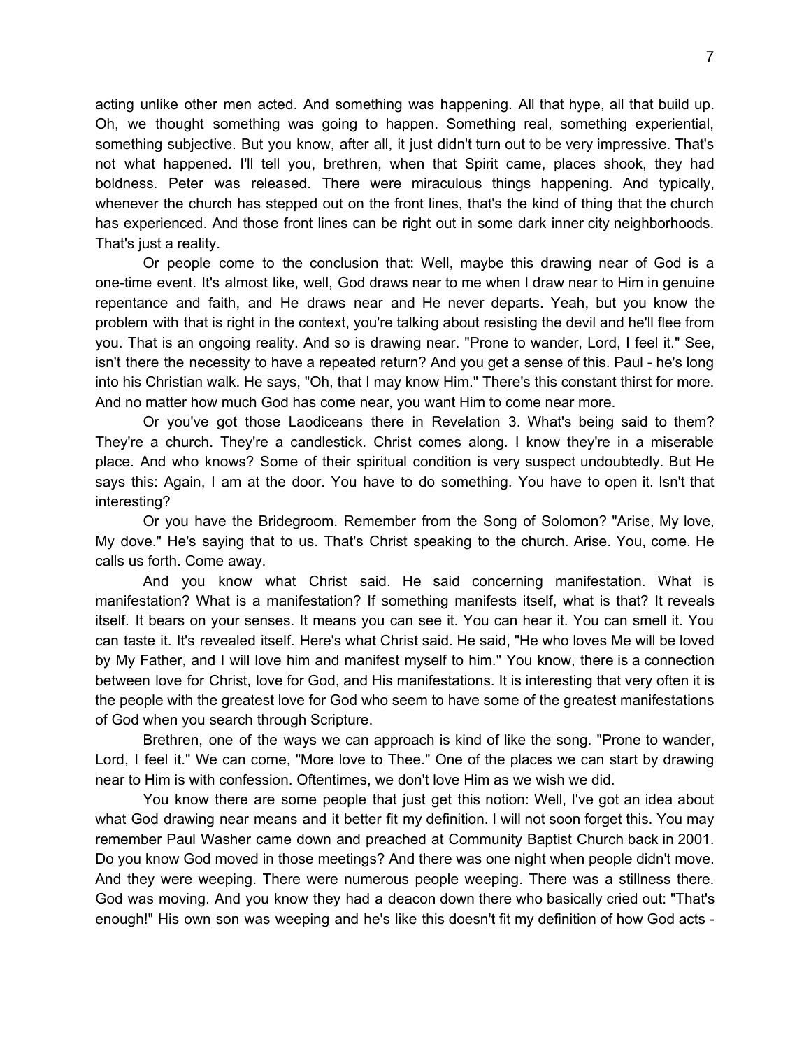acting unlike other men acted. And something was happening. All that hype, all that build up. Oh, we thought something was going to happen. Something real, something experiential, something subjective. But you know, after all, it just didn't turn out to be very impressive. That's not what happened. I'll tell you, brethren, when that Spirit came, places shook, they had boldness. Peter was released. There were miraculous things happening. And typically, whenever the church has stepped out on the front lines, that's the kind of thing that the church has experienced. And those front lines can be right out in some dark inner city neighborhoods. That's just a reality.

Or people come to the conclusion that: Well, maybe this drawing near of God is a one-time event. It's almost like, well, God draws near to me when I draw near to Him in genuine repentance and faith, and He draws near and He never departs. Yeah, but you know the problem with that is right in the context, you're talking about resisting the devil and he'll flee from you. That is an ongoing reality. And so is drawing near. "Prone to wander, Lord, I feel it." See, isn't there the necessity to have a repeated return? And you get a sense of this. Paul - he's long into his Christian walk. He says, "Oh, that I may know Him." There's this constant thirst for more. And no matter how much God has come near, you want Him to come near more.

Or you've got those Laodiceans there in Revelation 3. What's being said to them? They're a church. They're a candlestick. Christ comes along. I know they're in a miserable place. And who knows? Some of their spiritual condition is very suspect undoubtedly. But He says this: Again, I am at the door. You have to do something. You have to open it. Isn't that interesting?

Or you have the Bridegroom. Remember from the Song of Solomon? "Arise, My love, My dove." He's saying that to us. That's Christ speaking to the church. Arise. You, come. He calls us forth. Come away.

And you know what Christ said. He said concerning manifestation. What is manifestation? What is a manifestation? If something manifests itself, what is that? It reveals itself. It bears on your senses. It means you can see it. You can hear it. You can smell it. You can taste it. It's revealed itself. Here's what Christ said. He said, "He who loves Me will be loved by My Father, and I will love him and manifest myself to him." You know, there is a connection between love for Christ, love for God, and His manifestations. It is interesting that very often it is the people with the greatest love for God who seem to have some of the greatest manifestations of God when you search through Scripture.

Brethren, one of the ways we can approach is kind of like the song. "Prone to wander, Lord, I feel it." We can come, "More love to Thee." One of the places we can start by drawing near to Him is with confession. Oftentimes, we don't love Him as we wish we did.

You know there are some people that just get this notion: Well, I've got an idea about what God drawing near means and it better fit my definition. I will not soon forget this. You may remember Paul Washer came down and preached at Community Baptist Church back in 2001. Do you know God moved in those meetings? And there was one night when people didn't move. And they were weeping. There were numerous people weeping. There was a stillness there. God was moving. And you know they had a deacon down there who basically cried out: "That's enough!" His own son was weeping and he's like this doesn't fit my definition of how God acts -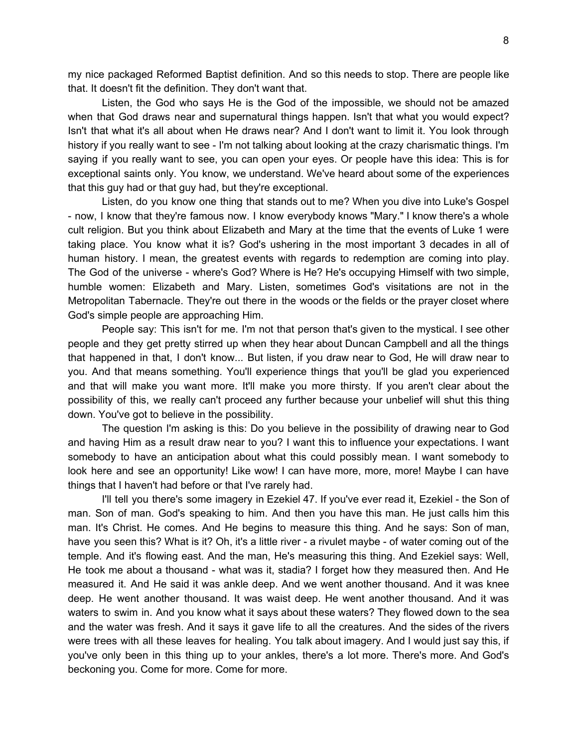my nice packaged Reformed Baptist definition. And so this needs to stop. There are people like that. It doesn't fit the definition. They don't want that.

Listen, the God who says He is the God of the impossible, we should not be amazed when that God draws near and supernatural things happen. Isn't that what you would expect? Isn't that what it's all about when He draws near? And I don't want to limit it. You look through history if you really want to see - I'm not talking about looking at the crazy charismatic things. I'm saying if you really want to see, you can open your eyes. Or people have this idea: This is for exceptional saints only. You know, we understand. We've heard about some of the experiences that this guy had or that guy had, but they're exceptional.

Listen, do you know one thing that stands out to me? When you dive into Luke's Gospel - now, I know that they're famous now. I know everybody knows "Mary." I know there's a whole cult religion. But you think about Elizabeth and Mary at the time that the events of Luke 1 were taking place. You know what it is? God's ushering in the most important 3 decades in all of human history. I mean, the greatest events with regards to redemption are coming into play. The God of the universe - where's God? Where is He? He's occupying Himself with two simple, humble women: Elizabeth and Mary. Listen, sometimes God's visitations are not in the Metropolitan Tabernacle. They're out there in the woods or the fields or the prayer closet where God's simple people are approaching Him.

People say: This isn't for me. I'm not that person that's given to the mystical. I see other people and they get pretty stirred up when they hear about Duncan Campbell and all the things that happened in that, I don't know... But listen, if you draw near to God, He will draw near to you. And that means something. You'll experience things that you'll be glad you experienced and that will make you want more. It'll make you more thirsty. If you aren't clear about the possibility of this, we really can't proceed any further because your unbelief will shut this thing down. You've got to believe in the possibility.

The question I'm asking is this: Do you believe in the possibility of drawing near to God and having Him as a result draw near to you? I want this to influence your expectations. I want somebody to have an anticipation about what this could possibly mean. I want somebody to look here and see an opportunity! Like wow! I can have more, more, more! Maybe I can have things that I haven't had before or that I've rarely had.

I'll tell you there's some imagery in Ezekiel 47. If you've ever read it, Ezekiel - the Son of man. Son of man. God's speaking to him. And then you have this man. He just calls him this man. It's Christ. He comes. And He begins to measure this thing. And he says: Son of man, have you seen this? What is it? Oh, it's a little river - a rivulet maybe - of water coming out of the temple. And it's flowing east. And the man, He's measuring this thing. And Ezekiel says: Well, He took me about a thousand - what was it, stadia? I forget how they measured then. And He measured it. And He said it was ankle deep. And we went another thousand. And it was knee deep. He went another thousand. It was waist deep. He went another thousand. And it was waters to swim in. And you know what it says about these waters? They flowed down to the sea and the water was fresh. And it says it gave life to all the creatures. And the sides of the rivers were trees with all these leaves for healing. You talk about imagery. And I would just say this, if you've only been in this thing up to your ankles, there's a lot more. There's more. And God's beckoning you. Come for more. Come for more.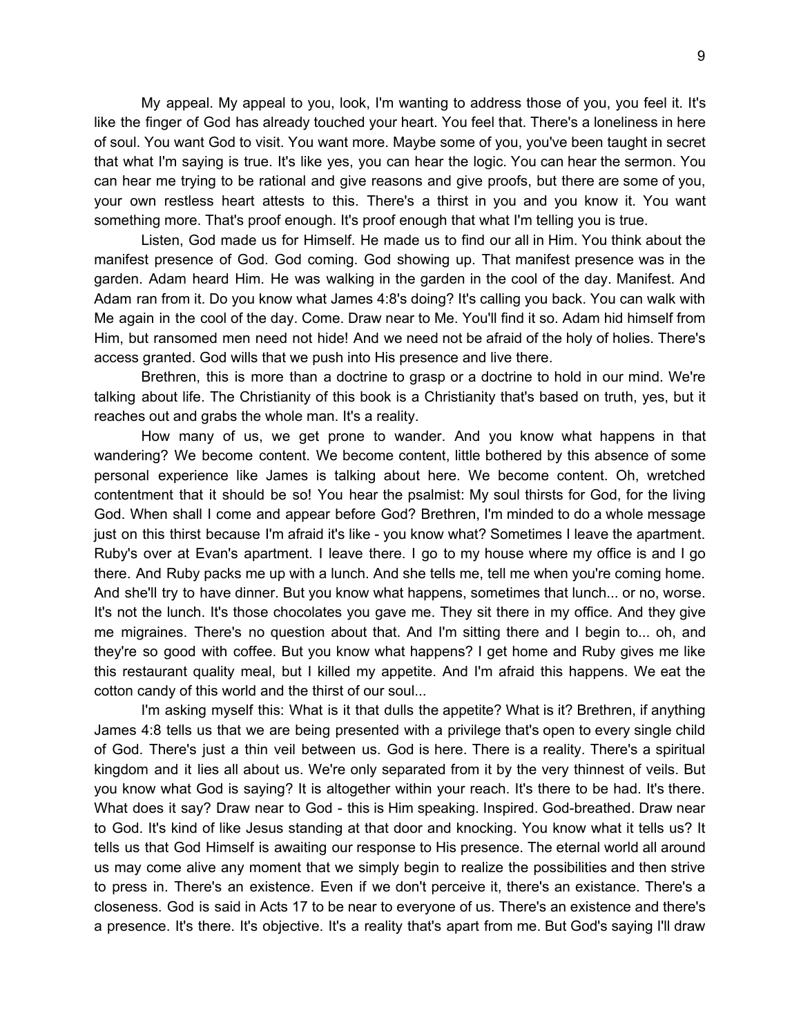My appeal. My appeal to you, look, I'm wanting to address those of you, you feel it. It's like the finger of God has already touched your heart. You feel that. There's a loneliness in here of soul. You want God to visit. You want more. Maybe some of you, you've been taught in secret that what I'm saying is true. It's like yes, you can hear the logic. You can hear the sermon. You can hear me trying to be rational and give reasons and give proofs, but there are some of you, your own restless heart attests to this. There's a thirst in you and you know it. You want something more. That's proof enough. It's proof enough that what I'm telling you is true.

Listen, God made us for Himself. He made us to find our all in Him. You think about the manifest presence of God. God coming. God showing up. That manifest presence was in the garden. Adam heard Him. He was walking in the garden in the cool of the day. Manifest. And Adam ran from it. Do you know what James 4:8's doing? It's calling you back. You can walk with Me again in the cool of the day. Come. Draw near to Me. You'll find it so. Adam hid himself from Him, but ransomed men need not hide! And we need not be afraid of the holy of holies. There's access granted. God wills that we push into His presence and live there.

Brethren, this is more than a doctrine to grasp or a doctrine to hold in our mind. We're talking about life. The Christianity of this book is a Christianity that's based on truth, yes, but it reaches out and grabs the whole man. It's a reality.

How many of us, we get prone to wander. And you know what happens in that wandering? We become content. We become content, little bothered by this absence of some personal experience like James is talking about here. We become content. Oh, wretched contentment that it should be so! You hear the psalmist: My soul thirsts for God, for the living God. When shall I come and appear before God? Brethren, I'm minded to do a whole message just on this thirst because I'm afraid it's like - you know what? Sometimes I leave the apartment. Ruby's over at Evan's apartment. I leave there. I go to my house where my office is and I go there. And Ruby packs me up with a lunch. And she tells me, tell me when you're coming home. And she'll try to have dinner. But you know what happens, sometimes that lunch... or no, worse. It's not the lunch. It's those chocolates you gave me. They sit there in my office. And they give me migraines. There's no question about that. And I'm sitting there and I begin to... oh, and they're so good with coffee. But you know what happens? I get home and Ruby gives me like this restaurant quality meal, but I killed my appetite. And I'm afraid this happens. We eat the cotton candy of this world and the thirst of our soul...

I'm asking myself this: What is it that dulls the appetite? What is it? Brethren, if anything James 4:8 tells us that we are being presented with a privilege that's open to every single child of God. There's just a thin veil between us. God is here. There is a reality. There's a spiritual kingdom and it lies all about us. We're only separated from it by the very thinnest of veils. But you know what God is saying? It is altogether within your reach. It's there to be had. It's there. What does it say? Draw near to God - this is Him speaking. Inspired. God-breathed. Draw near to God. It's kind of like Jesus standing at that door and knocking. You know what it tells us? It tells us that God Himself is awaiting our response to His presence. The eternal world all around us may come alive any moment that we simply begin to realize the possibilities and then strive to press in. There's an existence. Even if we don't perceive it, there's an existance. There's a closeness. God is said in Acts 17 to be near to everyone of us. There's an existence and there's a presence. It's there. It's objective. It's a reality that's apart from me. But God's saying I'll draw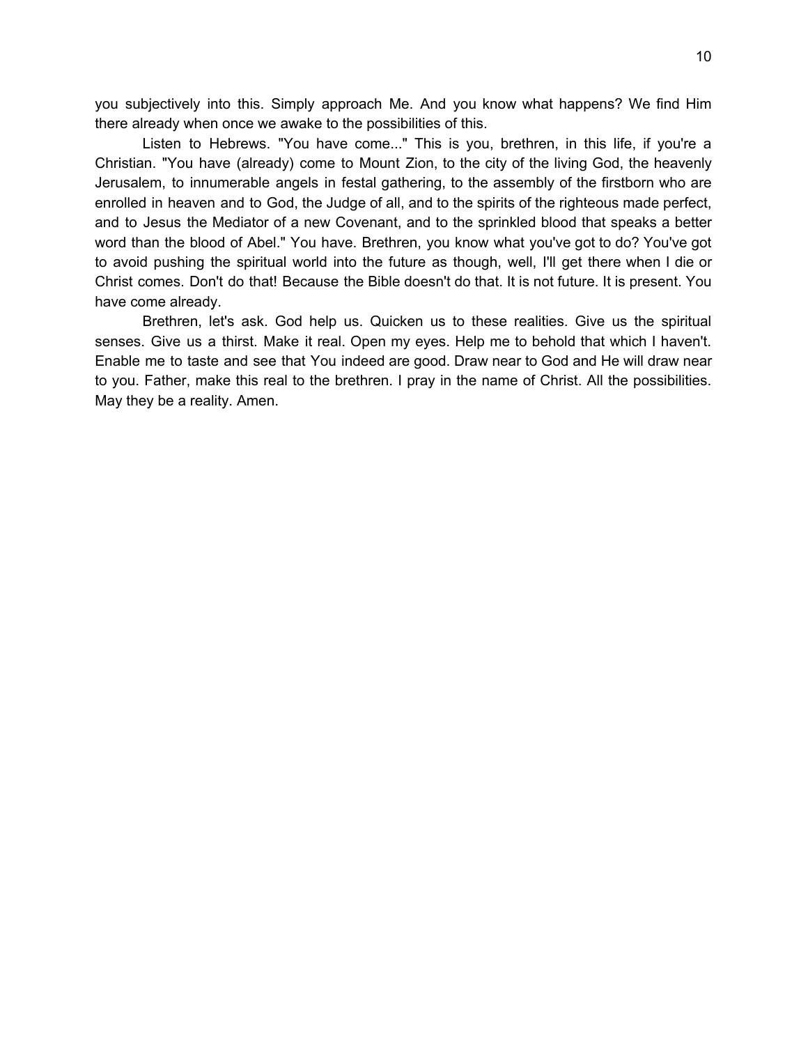you subjectively into this. Simply approach Me. And you know what happens? We find Him there already when once we awake to the possibilities of this.

Listen to Hebrews. "You have come..." This is you, brethren, in this life, if you're a Christian. "You have (already) come to Mount Zion, to the city of the living God, the heavenly Jerusalem, to innumerable angels in festal gathering, to the assembly of the firstborn who are enrolled in heaven and to God, the Judge of all, and to the spirits of the righteous made perfect, and to Jesus the Mediator of a new Covenant, and to the sprinkled blood that speaks a better word than the blood of Abel." You have. Brethren, you know what you've got to do? You've got to avoid pushing the spiritual world into the future as though, well, I'll get there when I die or Christ comes. Don't do that! Because the Bible doesn't do that. It is not future. It is present. You have come already.

Brethren, let's ask. God help us. Quicken us to these realities. Give us the spiritual senses. Give us a thirst. Make it real. Open my eyes. Help me to behold that which I haven't. Enable me to taste and see that You indeed are good. Draw near to God and He will draw near to you. Father, make this real to the brethren. I pray in the name of Christ. All the possibilities. May they be a reality. Amen.